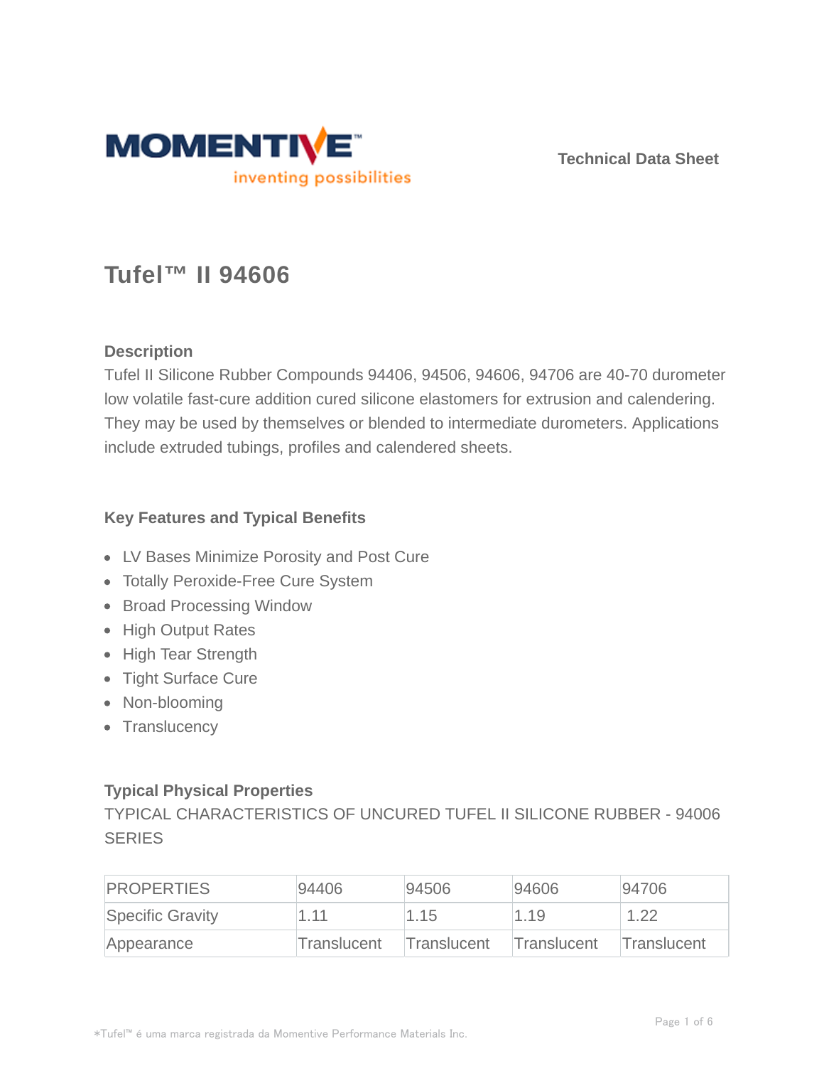Technical Data Sheet

# Tufel™ II 94606

## Description

Tufel II Silicone Rubber Compounds 94406, 94506, 94606, 94706 are 40-70 durometer low volatile fast-cure addition cured silicone elastomers for extrusion and calendering. They may be used by themselves or blended to intermediate durometers. Applications include extruded tubings, profiles and calendered sheets.

## Key Features and Typical Benefits

- LV Bases Minimize Porosity and Post Cure
- Totally Peroxide-Free Cure System
- Broad Processing Window
- High Output Rates
- High Tear Strength
- Tight Surface Cure
- Non-blooming
- Translucency

## Typical Physical Properties

TYPICAL CHARACTERISTICS OF UNCURED TUFEL II SILICONE RUBBER - 94006 SERIES

| PROPERTIES | 94406 | 94506 | 94606 | 94706 |
| --- | --- | --- | --- | --- |
| Specific Gravity | 1.11 | 1.15 | 1.19 | 1.22 |
| Appearance | Translucent | Translucent | Translucent | Translucent |

*Tufel™ é uma marca registrada da Momentive Performance Materials Inc.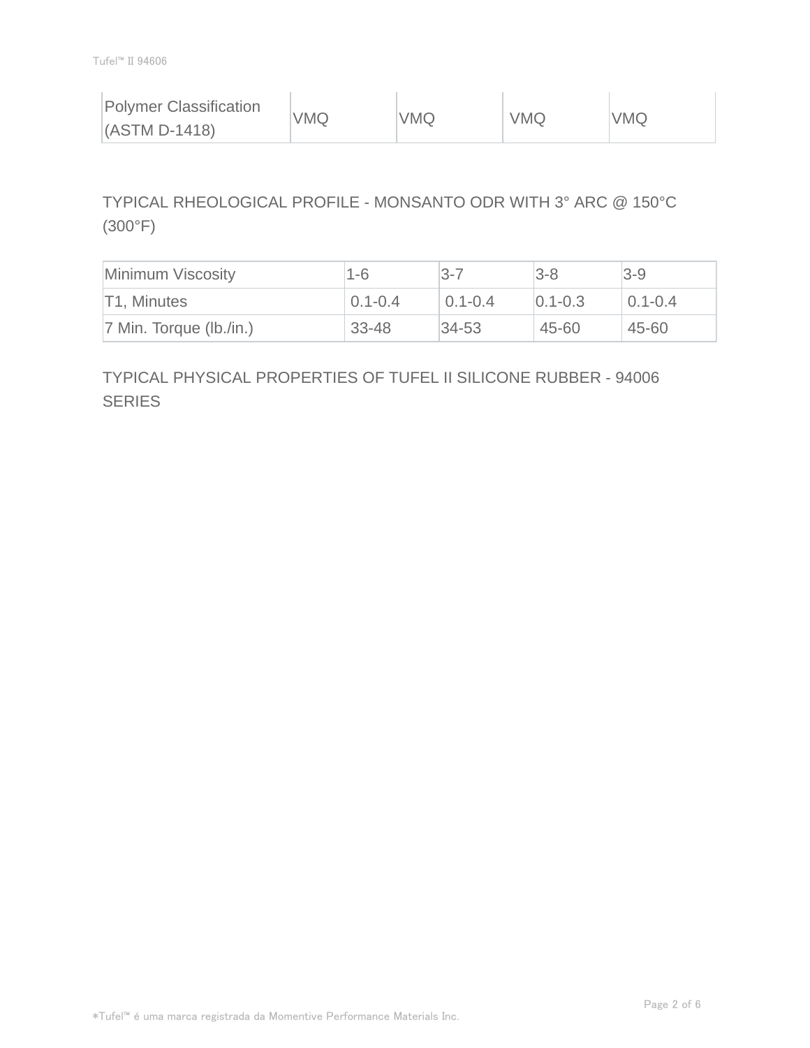| Polymer Classification (ASTM D-1418) | VMQ | VMQ | VMQ | VMQ |
|---|---|---|---|---|

TYPICAL RHEOLOGICAL PROFILE - MONSANTO ODR WITH 3° ARC @ 150°C (300°F)

| Minimum Viscosity | 1-6 | 3-7 | 3-8 | 3-9 |
|---|---|---|---|---|
| T1, Minutes | 0.1-0.4 | 0.1-0.4 | 0.1-0.3 | 0.1-0.4 |
| 7 Min. Torque (lb./in.) | 33-48 | 34-53 | 45-60 | 45-60 |

TYPICAL PHYSICAL PROPERTIES OF TUFEL II SILICONE RUBBER - 94006 SERIES

*Tufel™ é uma marca registrada da Momentive Performance Materials Inc.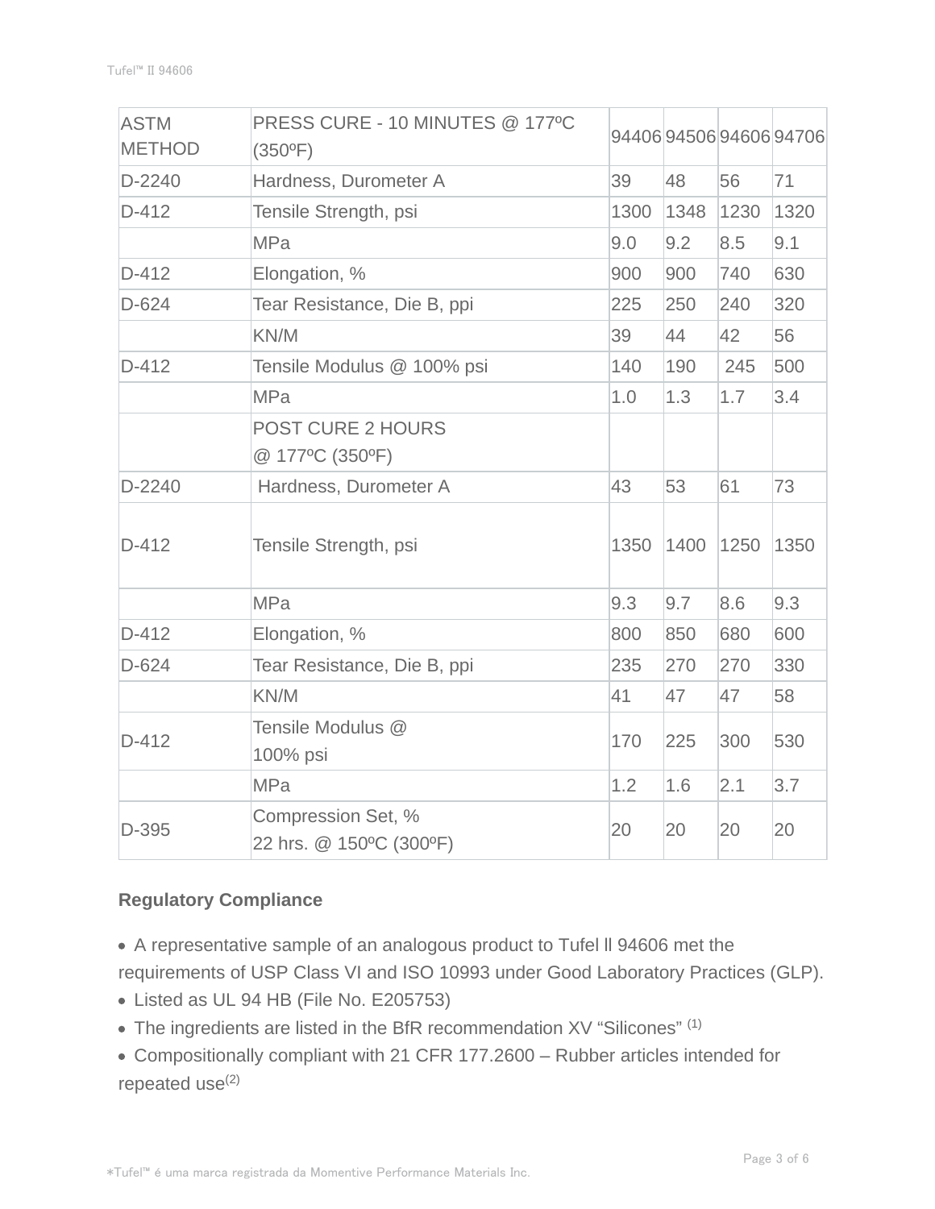| ASTM METHOD | PRESS CURE - 10 MINUTES @ 177ºC (350ºF) | 94406 | 94506 | 94606 | 94706 |
|---|---|---|---|---|---|
| D-2240 | Hardness, Durometer A | 39 | 48 | 56 | 71 |
| D-412 | Tensile Strength, psi | 1300 | 1348 | 1230 | 1320 |
| | MPa | 9.0 | 9.2 | 8.5 | 9.1 |
| D-412 | Elongation, % | 900 | 900 | 740 | 630 |
| D-624 | Tear Resistance, Die B, ppi | 225 | 250 | 240 | 320 |
| | KN/M | 39 | 44 | 42 | 56 |
| D-412 | Tensile Modulus @ 100% psi | 140 | 190 | 245 | 500 |
| | MPa | 1.0 | 1.3 | 1.7 | 3.4 |
| | POST CURE 2 HOURS @ 177ºC (350ºF) | | | | |
| D-2240 | Hardness, Durometer A | 43 | 53 | 61 | 73 |
| D-412 | Tensile Strength, psi | 1350 | 1400 | 1250 | 1350 |
| | MPa | 9.3 | 9.7 | 8.6 | 9.3 |
| D-412 | Elongation, % | 800 | 850 | 680 | 600 |
| D-624 | Tear Resistance, Die B, ppi | 235 | 270 | 270 | 330 |
| | KN/M | 41 | 47 | 47 | 58 |
| D-412 | Tensile Modulus @ 100% psi | 170 | 225 | 300 | 530 |
| | MPa | 1.2 | 1.6 | 2.1 | 3.7 |
| D-395 | Compression Set, % 22 hrs. @ 150ºC (300ºF) | 20 | 20 | 20 | 20 |

**Regulatory Compliance**

- A representative sample of an analogous product to Tufel ll 94606 met the requirements of USP Class VI and ISO 10993 under Good Laboratory Practices (GLP).
- Listed as UL 94 HB (File No. E205753)
- The ingredients are listed in the BfR recommendation XV "Silicones" (1)
- Compositionally compliant with 21 CFR 177.2600 – Rubber articles intended for repeated use(2)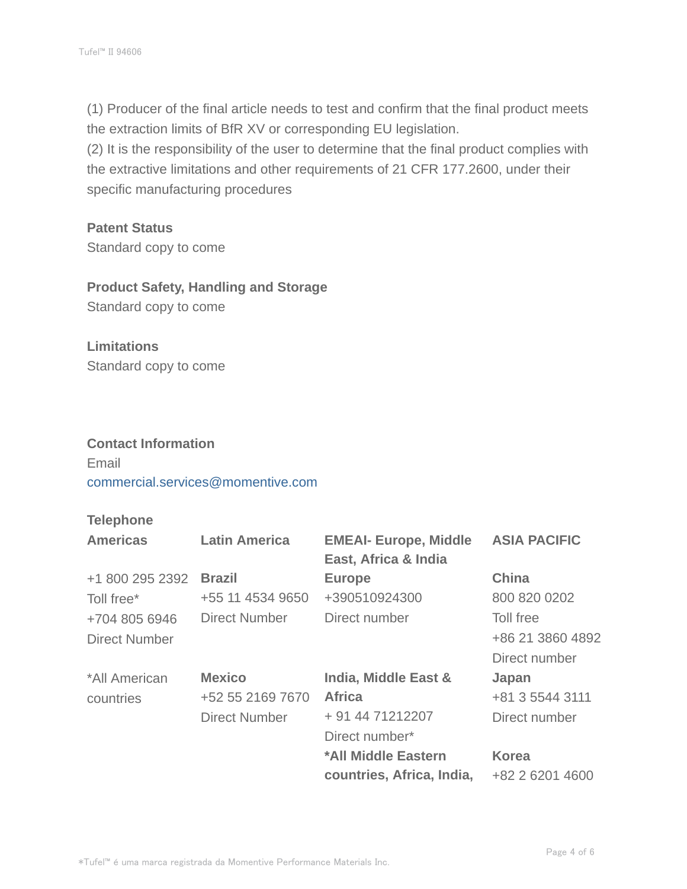(1) Producer of the final article needs to test and confirm that the final product meets the extraction limits of BfR XV or corresponding EU legislation.
(2) It is the responsibility of the user to determine that the final product complies with the extractive limitations and other requirements of 21 CFR 177.2600, under their specific manufacturing procedures

**Patent Status**
Standard copy to come

**Product Safety, Handling and Storage**
Standard copy to come

**Limitations**
Standard copy to come

**Contact Information**
Email
commercial.services@momentive.com

**Telephone**

| **Americas** | **Latin America** | **EMEAI- Europe, Middle East, Africa & India** | **ASIA PACIFIC** |
|---|---|---|---|
| +1 800 295 2392<br>Toll free*<br>+704 805 6946<br>Direct Number | **Brazil**<br>+55 11 4534 9650<br>Direct Number | **Europe**<br>+390510924300<br>Direct number | **China**<br>800 820 0202<br>Toll free<br>+86 21 3860 4892<br>Direct number |
| *All American countries | **Mexico**<br>+52 55 2169 7670<br>Direct Number | **India, Middle East & Africa**<br>+ 91 44 71212207<br>Direct number* | **Japan**<br>+81 3 5544 3111<br>Direct number |
| | | ***All Middle Eastern countries, Africa, India,** | **Korea**<br>+82 2 6201 4600 |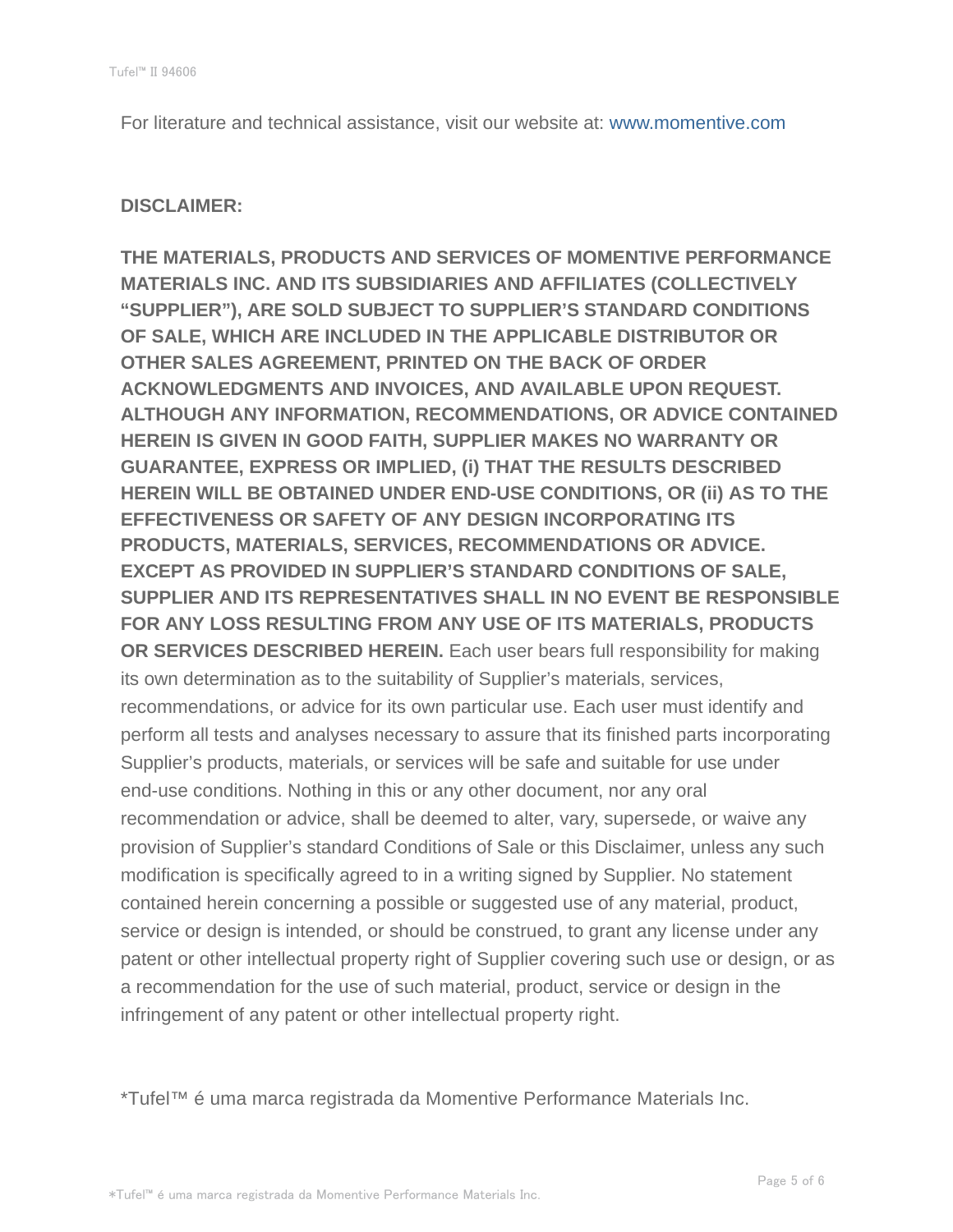For literature and technical assistance, visit our website at: www.momentive.com

**DISCLAIMER:**

**THE MATERIALS, PRODUCTS AND SERVICES OF MOMENTIVE PERFORMANCE MATERIALS INC. AND ITS SUBSIDIARIES AND AFFILIATES (COLLECTIVELY "SUPPLIER"), ARE SOLD SUBJECT TO SUPPLIER'S STANDARD CONDITIONS OF SALE, WHICH ARE INCLUDED IN THE APPLICABLE DISTRIBUTOR OR OTHER SALES AGREEMENT, PRINTED ON THE BACK OF ORDER ACKNOWLEDGMENTS AND INVOICES, AND AVAILABLE UPON REQUEST. ALTHOUGH ANY INFORMATION, RECOMMENDATIONS, OR ADVICE CONTAINED HEREIN IS GIVEN IN GOOD FAITH, SUPPLIER MAKES NO WARRANTY OR GUARANTEE, EXPRESS OR IMPLIED, (i) THAT THE RESULTS DESCRIBED HEREIN WILL BE OBTAINED UNDER END-USE CONDITIONS, OR (ii) AS TO THE EFFECTIVENESS OR SAFETY OF ANY DESIGN INCORPORATING ITS PRODUCTS, MATERIALS, SERVICES, RECOMMENDATIONS OR ADVICE. EXCEPT AS PROVIDED IN SUPPLIER'S STANDARD CONDITIONS OF SALE, SUPPLIER AND ITS REPRESENTATIVES SHALL IN NO EVENT BE RESPONSIBLE FOR ANY LOSS RESULTING FROM ANY USE OF ITS MATERIALS, PRODUCTS OR SERVICES DESCRIBED HEREIN.** Each user bears full responsibility for making its own determination as to the suitability of Supplier's materials, services, recommendations, or advice for its own particular use. Each user must identify and perform all tests and analyses necessary to assure that its finished parts incorporating Supplier's products, materials, or services will be safe and suitable for use under end-use conditions. Nothing in this or any other document, nor any oral recommendation or advice, shall be deemed to alter, vary, supersede, or waive any provision of Supplier's standard Conditions of Sale or this Disclaimer, unless any such modification is specifically agreed to in a writing signed by Supplier. No statement contained herein concerning a possible or suggested use of any material, product, service or design is intended, or should be construed, to grant any license under any patent or other intellectual property right of Supplier covering such use or design, or as a recommendation for the use of such material, product, service or design in the infringement of any patent or other intellectual property right.

*Tufel™ é uma marca registrada da Momentive Performance Materials Inc.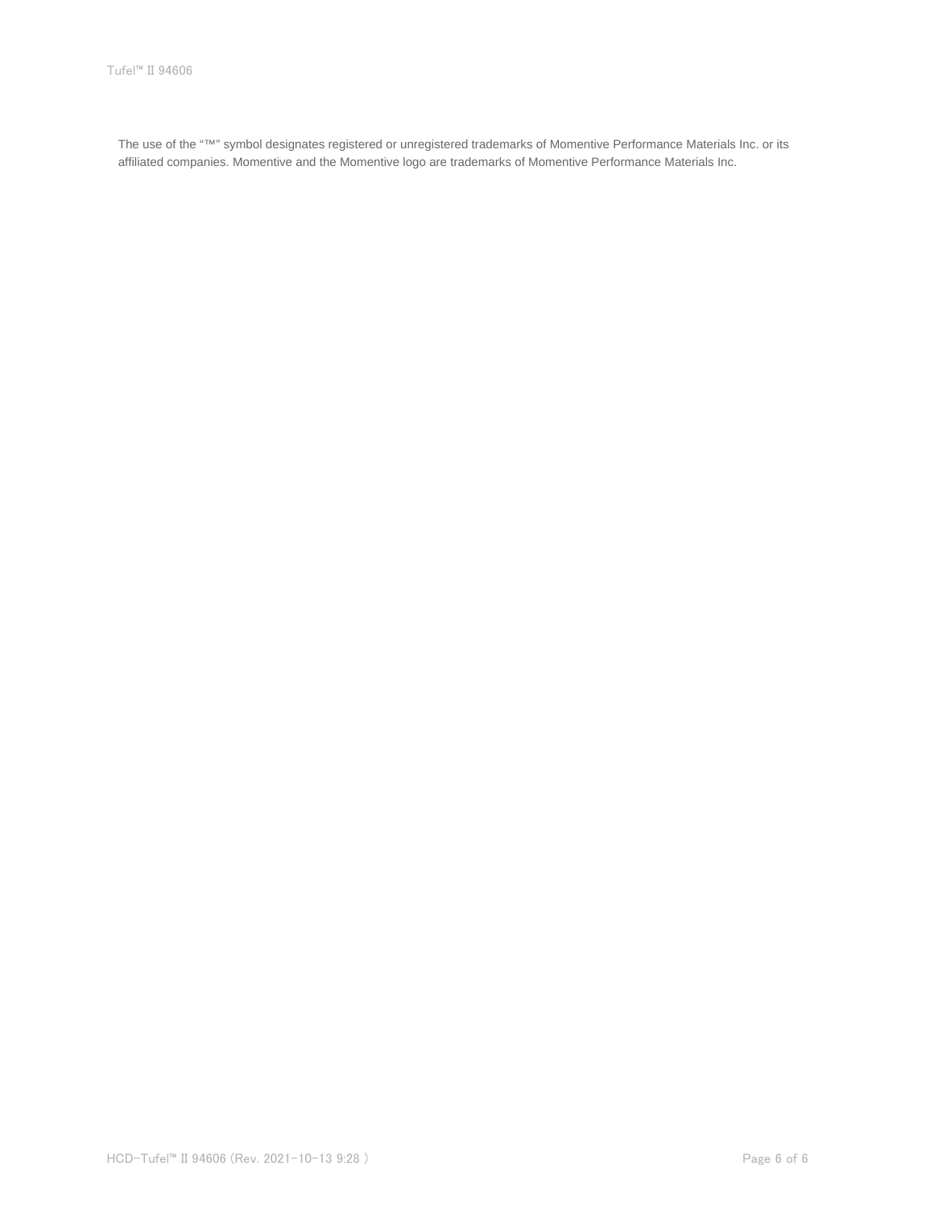The use of the "™" symbol designates registered or unregistered trademarks of Momentive Performance Materials Inc. or its affiliated companies. Momentive and the Momentive logo are trademarks of Momentive Performance Materials Inc.